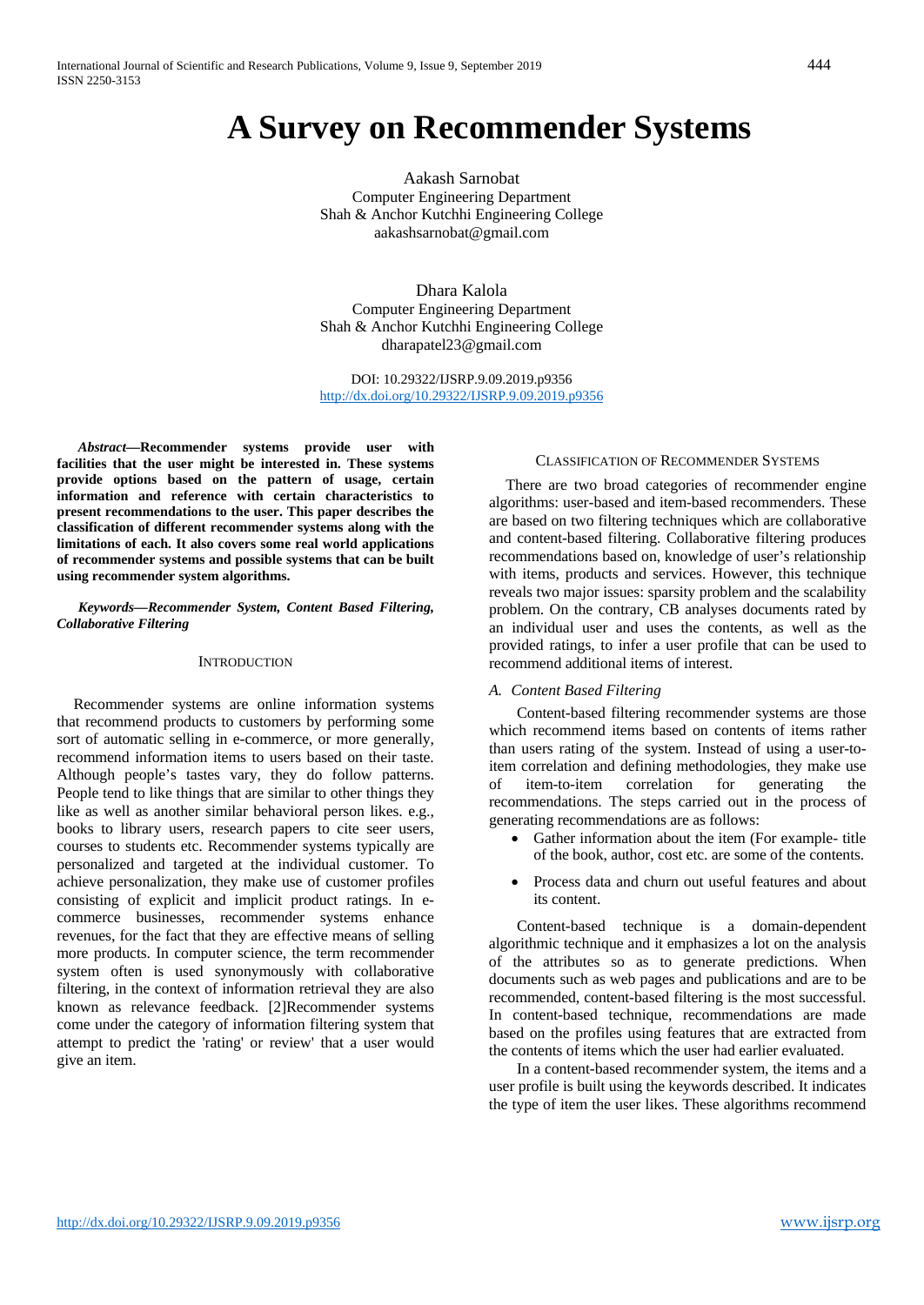# A Survey on Recommender Systems

Aakash Sarnobat
Computer Engineering Department
Shah & Anchor Kutchhi Engineering College
aakashsarnobat@gmail.com

Dhara Kalola
Computer Engineering Department
Shah & Anchor Kutchhi Engineering College
dharapatel23@gmail.com

DOI: 10.29322/IJSRP.9.09.2019.p9356
http://dx.doi.org/10.29322/IJSRP.9.09.2019.p9356

***Abstract*—Recommender systems provide user with facilities that the user might be interested in. These systems provide options based on the pattern of usage, certain information and reference with certain characteristics to present recommendations to the user. This paper describes the classification of different recommender systems along with the limitations of each. It also covers some real world applications of recommender systems and possible systems that can be built using recommender system algorithms.**

***Keywords*—Recommender System, Content Based Filtering, Collaborative Filtering**

## Introduction

Recommender systems are online information systems that recommend products to customers by performing some sort of automatic selling in e-commerce, or more generally, recommend information items to users based on their taste. Although people's tastes vary, they do follow patterns. People tend to like things that are similar to other things they like as well as another similar behavioral person likes. e.g., books to library users, research papers to cite seer users, courses to students etc. Recommender systems typically are personalized and targeted at the individual customer. To achieve personalization, they make use of customer profiles consisting of explicit and implicit product ratings. In e-commerce businesses, recommender systems enhance revenues, for the fact that they are effective means of selling more products. In computer science, the term recommender system often is used synonymously with collaborative filtering, in the context of information retrieval they are also known as relevance feedback. [2]Recommender systems come under the category of information filtering system that attempt to predict the 'rating' or review' that a user would give an item.

## Classification of Recommender Systems

There are two broad categories of recommender engine algorithms: user-based and item-based recommenders. These are based on two filtering techniques which are collaborative and content-based filtering. Collaborative filtering produces recommendations based on, knowledge of user's relationship with items, products and services. However, this technique reveals two major issues: sparsity problem and the scalability problem. On the contrary, CB analyses documents rated by an individual user and uses the contents, as well as the provided ratings, to infer a user profile that can be used to recommend additional items of interest.

### *A. Content Based Filtering*

Content-based filtering recommender systems are those which recommend items based on contents of items rather than users rating of the system. Instead of using a user-to-item correlation and defining methodologies, they make use of item-to-item correlation for generating the recommendations. The steps carried out in the process of generating recommendations are as follows:

- Gather information about the item (For example- title of the book, author, cost etc. are some of the contents.
- Process data and churn out useful features and about its content.

Content-based technique is a domain-dependent algorithmic technique and it emphasizes a lot on the analysis of the attributes so as to generate predictions. When documents such as web pages and publications and are to be recommended, content-based filtering is the most successful. In content-based technique, recommendations are made based on the profiles using features that are extracted from the contents of items which the user had earlier evaluated.

In a content-based recommender system, the items and a user profile is built using the keywords described. It indicates the type of item the user likes. These algorithms recommend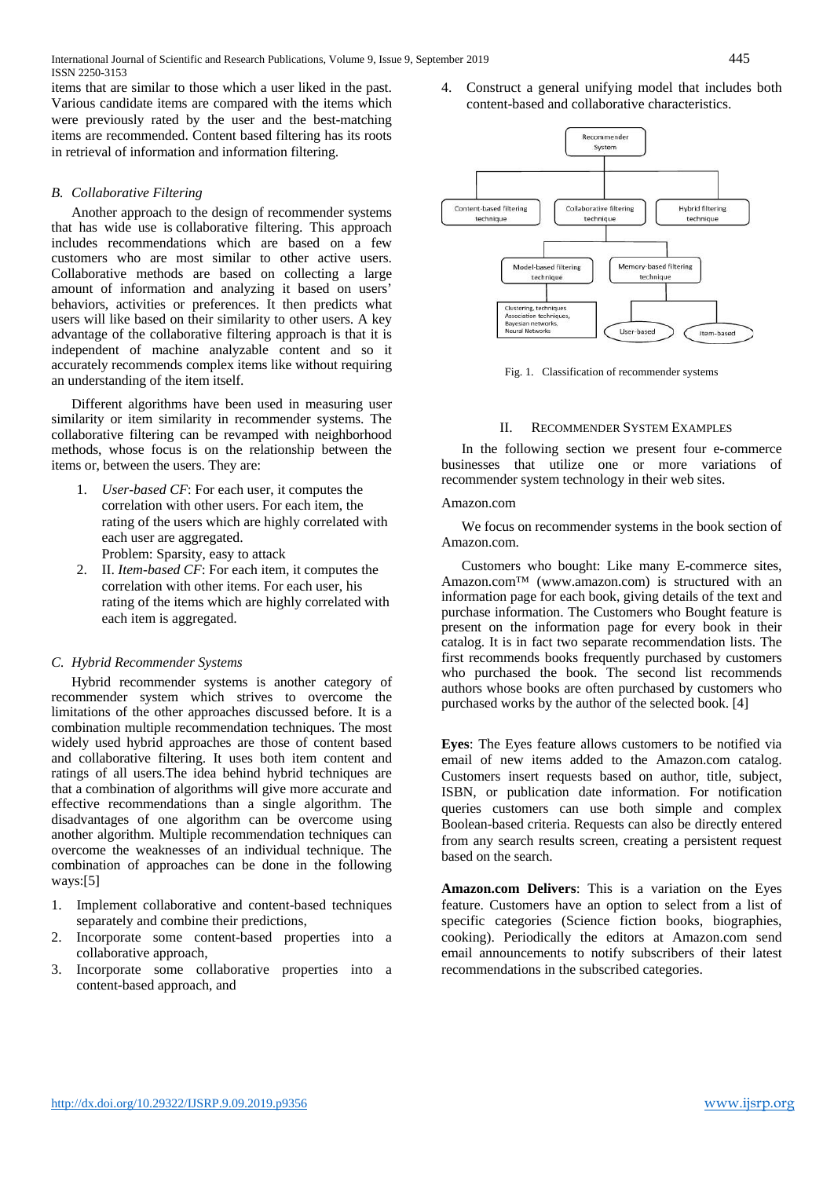items that are similar to those which a user liked in the past. Various candidate items are compared with the items which were previously rated by the user and the best-matching items are recommended. Content based filtering has its roots in retrieval of information and information filtering.

### *B. Collaborative Filtering*

Another approach to the design of recommender systems that has wide use is collaborative filtering. This approach includes recommendations which are based on a few customers who are most similar to other active users. Collaborative methods are based on collecting a large amount of information and analyzing it based on users' behaviors, activities or preferences. It then predicts what users will like based on their similarity to other users. A key advantage of the collaborative filtering approach is that it is independent of machine analyzable content and so it accurately recommends complex items like without requiring an understanding of the item itself.

Different algorithms have been used in measuring user similarity or item similarity in recommender systems. The collaborative filtering can be revamped with neighborhood methods, whose focus is on the relationship between the items or, between the users. They are:

1. *User-based CF*: For each user, it computes the correlation with other users. For each item, the rating of the users which are highly correlated with each user are aggregated.
   Problem: Sparsity, easy to attack
2. II. *Item-based CF*: For each item, it computes the correlation with other items. For each user, his rating of the items which are highly correlated with each item is aggregated.

### *C. Hybrid Recommender Systems*

Hybrid recommender systems is another category of recommender system which strives to overcome the limitations of the other approaches discussed before. It is a combination multiple recommendation techniques. The most widely used hybrid approaches are those of content based and collaborative filtering. It uses both item content and ratings of all users.The idea behind hybrid techniques are that a combination of algorithms will give more accurate and effective recommendations than a single algorithm. The disadvantages of one algorithm can be overcome using another algorithm. Multiple recommendation techniques can overcome the weaknesses of an individual technique. The combination of approaches can be done in the following ways:[5]

1. Implement collaborative and content-based techniques separately and combine their predictions,
2. Incorporate some content-based properties into a collaborative approach,
3. Incorporate some collaborative properties into a content-based approach, and
4. Construct a general unifying model that includes both content-based and collaborative characteristics.

Fig. 1. Classification of recommender systems

## II. Recommender System Examples

In the following section we present four e-commerce businesses that utilize one or more variations of recommender system technology in their web sites.

Amazon.com

We focus on recommender systems in the book section of Amazon.com.

Customers who bought: Like many E-commerce sites, Amazon.com™ (www.amazon.com) is structured with an information page for each book, giving details of the text and purchase information. The Customers who Bought feature is present on the information page for every book in their catalog. It is in fact two separate recommendation lists. The first recommends books frequently purchased by customers who purchased the book. The second list recommends authors whose books are often purchased by customers who purchased works by the author of the selected book. [4]

**Eyes**: The Eyes feature allows customers to be notified via email of new items added to the Amazon.com catalog. Customers insert requests based on author, title, subject, ISBN, or publication date information. For notification queries customers can use both simple and complex Boolean-based criteria. Requests can also be directly entered from any search results screen, creating a persistent request based on the search.

**Amazon.com Delivers**: This is a variation on the Eyes feature. Customers have an option to select from a list of specific categories (Science fiction books, biographies, cooking). Periodically the editors at Amazon.com send email announcements to notify subscribers of their latest recommendations in the subscribed categories.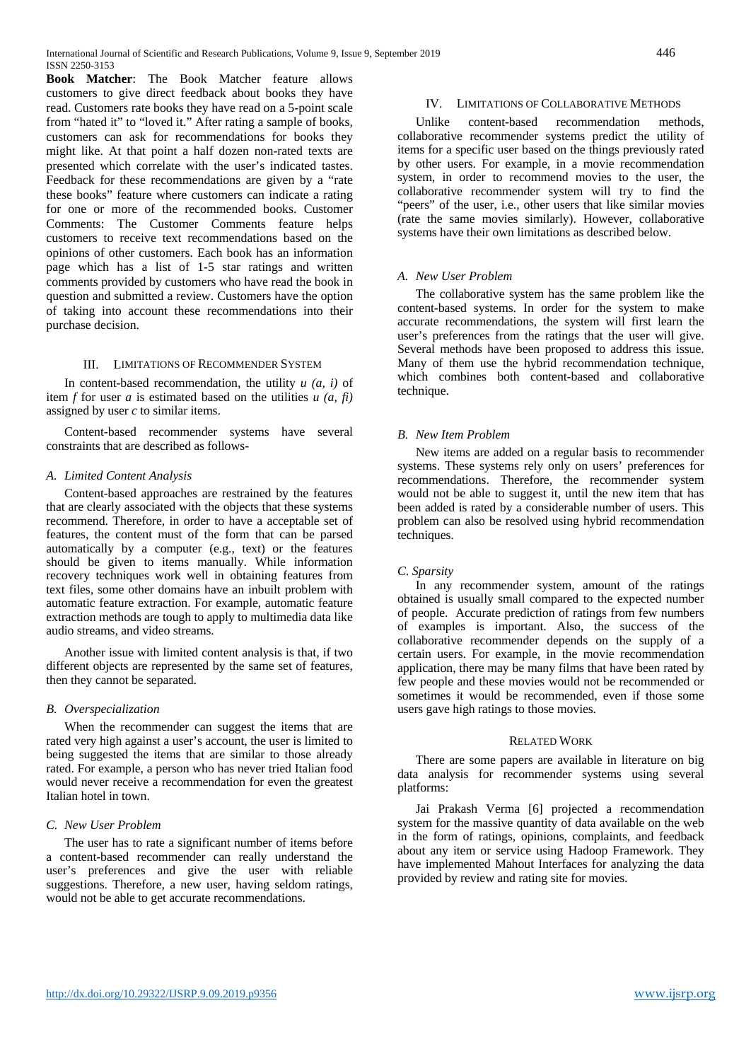**Book Matcher**: The Book Matcher feature allows customers to give direct feedback about books they have read. Customers rate books they have read on a 5-point scale from "hated it" to "loved it." After rating a sample of books, customers can ask for recommendations for books they might like. At that point a half dozen non-rated texts are presented which correlate with the user's indicated tastes. Feedback for these recommendations are given by a "rate these books" feature where customers can indicate a rating for one or more of the recommended books. Customer Comments: The Customer Comments feature helps customers to receive text recommendations based on the opinions of other customers. Each book has an information page which has a list of 1-5 star ratings and written comments provided by customers who have read the book in question and submitted a review. Customers have the option of taking into account these recommendations into their purchase decision.

## III. Limitations of Recommender System

In content-based recommendation, the utility $u\ (a, i)$ of item $f$ for user $a$ is estimated based on the utilities $u\ (a, fi)$ assigned by user $c$ to similar items.

Content-based recommender systems have several constraints that are described as follows-

### *A. Limited Content Analysis*

Content-based approaches are restrained by the features that are clearly associated with the objects that these systems recommend. Therefore, in order to have a acceptable set of features, the content must of the form that can be parsed automatically by a computer (e.g., text) or the features should be given to items manually. While information recovery techniques work well in obtaining features from text files, some other domains have an inbuilt problem with automatic feature extraction. For example, automatic feature extraction methods are tough to apply to multimedia data like audio streams, and video streams.

Another issue with limited content analysis is that, if two different objects are represented by the same set of features, then they cannot be separated.

### *B. Overspecialization*

When the recommender can suggest the items that are rated very high against a user's account, the user is limited to being suggested the items that are similar to those already rated. For example, a person who has never tried Italian food would never receive a recommendation for even the greatest Italian hotel in town.

### *C. New User Problem*

The user has to rate a significant number of items before a content-based recommender can really understand the user's preferences and give the user with reliable suggestions. Therefore, a new user, having seldom ratings, would not be able to get accurate recommendations.

## IV. Limitations of Collaborative Methods

Unlike content-based recommendation methods, collaborative recommender systems predict the utility of items for a specific user based on the things previously rated by other users. For example, in a movie recommendation system, in order to recommend movies to the user, the collaborative recommender system will try to find the "peers" of the user, i.e., other users that like similar movies (rate the same movies similarly). However, collaborative systems have their own limitations as described below.

### *A. New User Problem*

The collaborative system has the same problem like the content-based systems. In order for the system to make accurate recommendations, the system will first learn the user's preferences from the ratings that the user will give. Several methods have been proposed to address this issue. Many of them use the hybrid recommendation technique, which combines both content-based and collaborative technique.

### *B. New Item Problem*

New items are added on a regular basis to recommender systems. These systems rely only on users' preferences for recommendations. Therefore, the recommender system would not be able to suggest it, until the new item that has been added is rated by a considerable number of users. This problem can also be resolved using hybrid recommendation techniques.

### *C. Sparsity*

In any recommender system, amount of the ratings obtained is usually small compared to the expected number of people. Accurate prediction of ratings from few numbers of examples is important. Also, the success of the collaborative recommender depends on the supply of a certain users. For example, in the movie recommendation application, there may be many films that have been rated by few people and these movies would not be recommended or sometimes it would be recommended, even if those some users gave high ratings to those movies.

## Related Work

There are some papers are available in literature on big data analysis for recommender systems using several platforms:

Jai Prakash Verma [6] projected a recommendation system for the massive quantity of data available on the web in the form of ratings, opinions, complaints, and feedback about any item or service using Hadoop Framework. They have implemented Mahout Interfaces for analyzing the data provided by review and rating site for movies.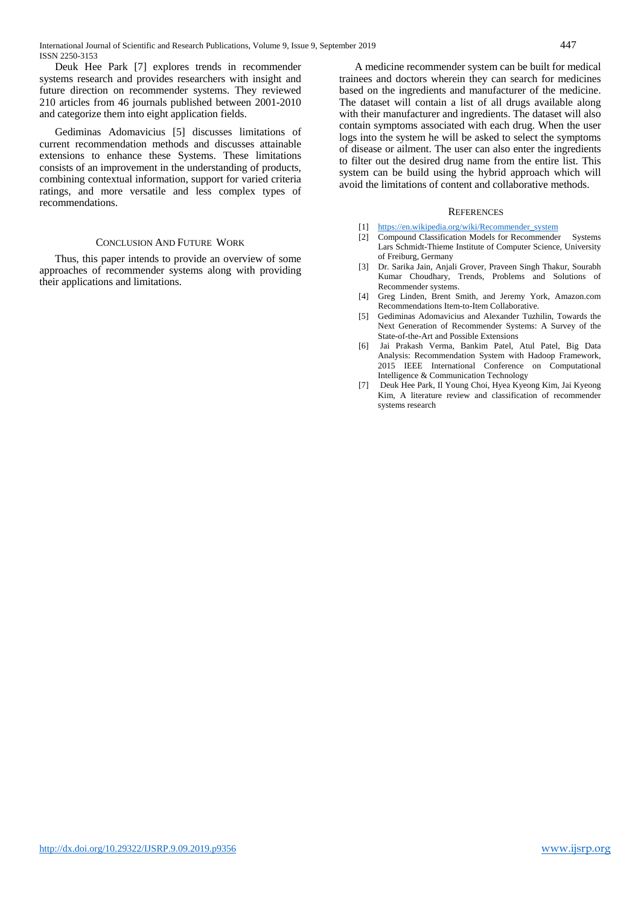Deuk Hee Park [7] explores trends in recommender systems research and provides researchers with insight and future direction on recommender systems. They reviewed 210 articles from 46 journals published between 2001-2010 and categorize them into eight application fields.

Gediminas Adomavicius [5] discusses limitations of current recommendation methods and discusses attainable extensions to enhance these Systems. These limitations consists of an improvement in the understanding of products, combining contextual information, support for varied criteria ratings, and more versatile and less complex types of recommendations.

## Conclusion And Future Work

Thus, this paper intends to provide an overview of some approaches of recommender systems along with providing their applications and limitations.

A medicine recommender system can be built for medical trainees and doctors wherein they can search for medicines based on the ingredients and manufacturer of the medicine. The dataset will contain a list of all drugs available along with their manufacturer and ingredients. The dataset will also contain symptoms associated with each drug. When the user logs into the system he will be asked to select the symptoms of disease or ailment. The user can also enter the ingredients to filter out the desired drug name from the entire list. This system can be build using the hybrid approach which will avoid the limitations of content and collaborative methods.

## References

[1] https://en.wikipedia.org/wiki/Recommender_system

[2] Compound Classification Models for Recommender Systems Lars Schmidt-Thieme Institute of Computer Science, University of Freiburg, Germany

[3] Dr. Sarika Jain, Anjali Grover, Praveen Singh Thakur, Sourabh Kumar Choudhary, Trends, Problems and Solutions of Recommender systems.

[4] Greg Linden, Brent Smith, and Jeremy York, Amazon.com Recommendations Item-to-Item Collaborative.

[5] Gediminas Adomavicius and Alexander Tuzhilin, Towards the Next Generation of Recommender Systems: A Survey of the State-of-the-Art and Possible Extensions

[6] Jai Prakash Verma, Bankim Patel, Atul Patel, Big Data Analysis: Recommendation System with Hadoop Framework, 2015 IEEE International Conference on Computational Intelligence & Communication Technology

[7] Deuk Hee Park, Il Young Choi, Hyea Kyeong Kim, Jai Kyeong Kim, A literature review and classification of recommender systems research